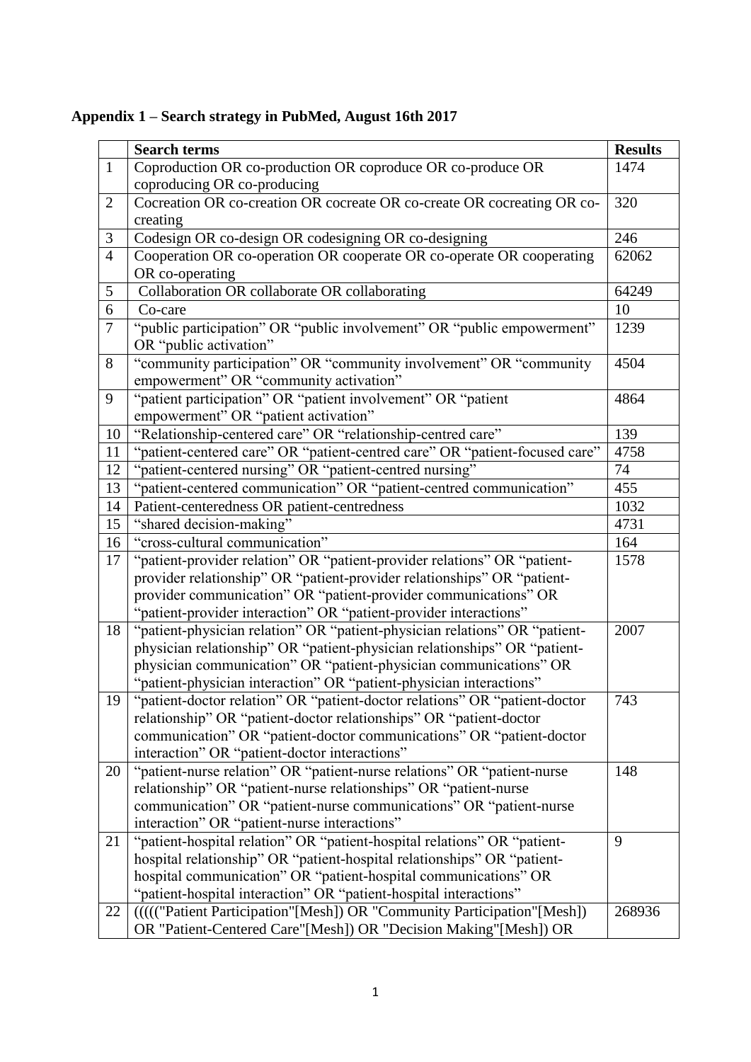**Appendix 1 – Search strategy in PubMed, August 16th 2017**

| | Search terms | Results |
|---|---|---|
| 1 | Coproduction OR co-production OR coproduce OR co-produce OR coproducing OR co-producing | 1474 |
| 2 | Cocreation OR co-creation OR cocreate OR co-create OR cocreating OR co-creating | 320 |
| 3 | Codesign OR co-design OR codesigning OR co-designing | 246 |
| 4 | Cooperation OR co-operation OR cooperate OR co-operate OR cooperating OR co-operating | 62062 |
| 5 | Collaboration OR collaborate OR collaborating | 64249 |
| 6 | Co-care | 10 |
| 7 | "public participation" OR "public involvement" OR "public empowerment" OR "public activation" | 1239 |
| 8 | "community participation" OR "community involvement" OR "community empowerment" OR "community activation" | 4504 |
| 9 | "patient participation" OR "patient involvement" OR "patient empowerment" OR "patient activation" | 4864 |
| 10 | "Relationship-centered care" OR "relationship-centred care" | 139 |
| 11 | "patient-centered care" OR "patient-centred care" OR "patient-focused care" | 4758 |
| 12 | "patient-centered nursing" OR "patient-centred nursing" | 74 |
| 13 | "patient-centered communication" OR "patient-centred communication" | 455 |
| 14 | Patient-centeredness OR patient-centredness | 1032 |
| 15 | "shared decision-making" | 4731 |
| 16 | "cross-cultural communication" | 164 |
| 17 | "patient-provider relation" OR "patient-provider relations" OR "patient-provider relationship" OR "patient-provider relationships" OR "patient-provider communication" OR "patient-provider communications" OR "patient-provider interaction" OR "patient-provider interactions" | 1578 |
| 18 | "patient-physician relation" OR "patient-physician relations" OR "patient-physician relationship" OR "patient-physician relationships" OR "patient-physician communication" OR "patient-physician communications" OR "patient-physician interaction" OR "patient-physician interactions" | 2007 |
| 19 | "patient-doctor relation" OR "patient-doctor relations" OR "patient-doctor relationship" OR "patient-doctor relationships" OR "patient-doctor communication" OR "patient-doctor communications" OR "patient-doctor interaction" OR "patient-doctor interactions" | 743 |
| 20 | "patient-nurse relation" OR "patient-nurse relations" OR "patient-nurse relationship" OR "patient-nurse relationships" OR "patient-nurse communication" OR "patient-nurse communications" OR "patient-nurse interaction" OR "patient-nurse interactions" | 148 |
| 21 | "patient-hospital relation" OR "patient-hospital relations" OR "patient-hospital relationship" OR "patient-hospital relationships" OR "patient-hospital communication" OR "patient-hospital communications" OR "patient-hospital interaction" OR "patient-hospital interactions" | 9 |
| 22 | ((((("Patient Participation"[Mesh]) OR "Community Participation"[Mesh]) OR "Patient-Centered Care"[Mesh]) OR "Decision Making"[Mesh]) OR | 268936 |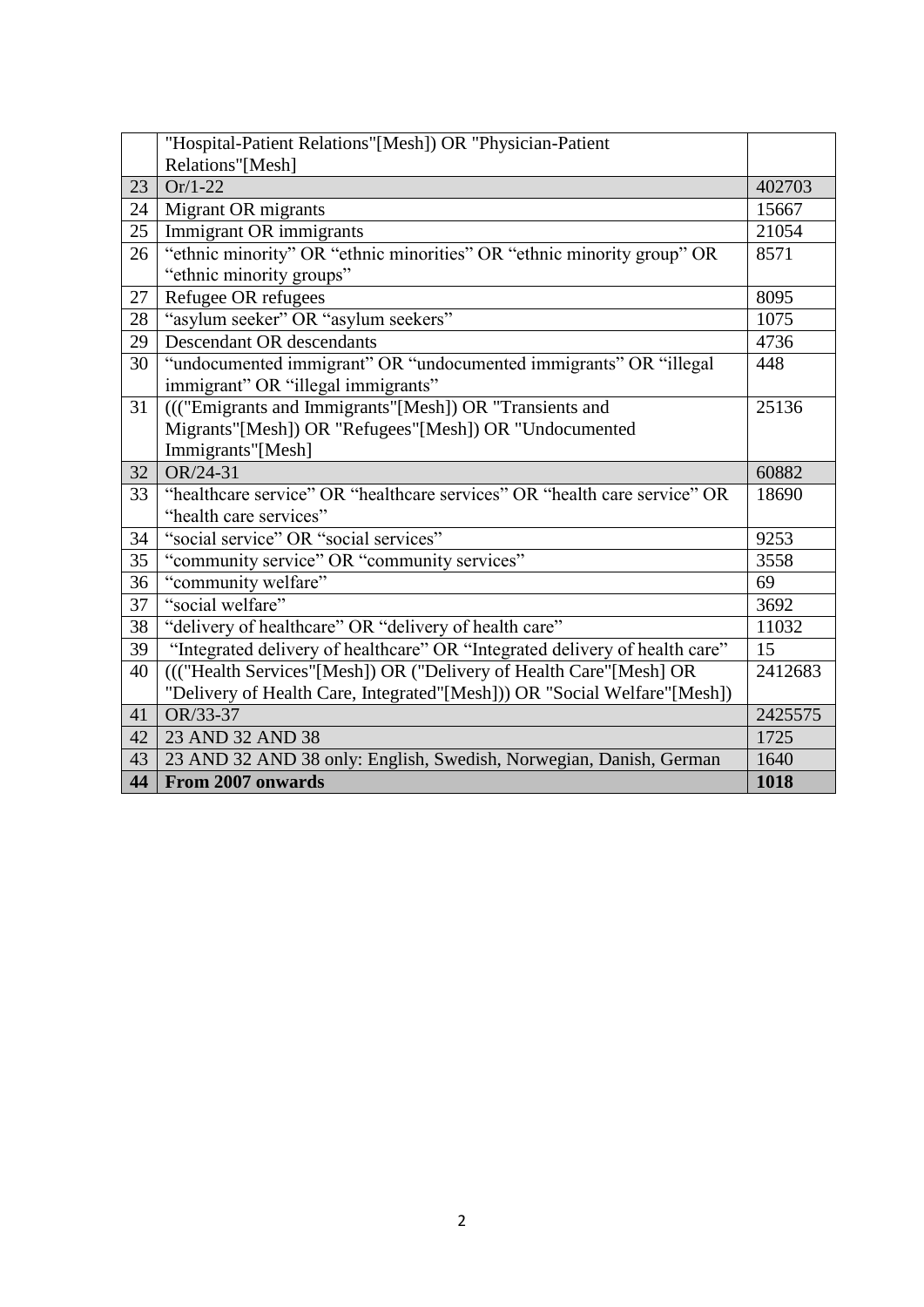| | | |
|---|---|---|
| | "Hospital-Patient Relations"[Mesh]) OR "Physician-Patient Relations"[Mesh] | |
| 23 | Or/1-22 | 402703 |
| 24 | Migrant OR migrants | 15667 |
| 25 | Immigrant OR immigrants | 21054 |
| 26 | "ethnic minority" OR "ethnic minorities" OR "ethnic minority group" OR "ethnic minority groups" | 8571 |
| 27 | Refugee OR refugees | 8095 |
| 28 | "asylum seeker" OR "asylum seekers" | 1075 |
| 29 | Descendant OR descendants | 4736 |
| 30 | "undocumented immigrant" OR "undocumented immigrants" OR "illegal immigrant" OR "illegal immigrants" | 448 |
| 31 | ((("Emigrants and Immigrants"[Mesh]) OR "Transients and Migrants"[Mesh]) OR "Refugees"[Mesh]) OR "Undocumented Immigrants"[Mesh] | 25136 |
| 32 | OR/24-31 | 60882 |
| 33 | "healthcare service" OR "healthcare services" OR "health care service" OR "health care services" | 18690 |
| 34 | "social service" OR "social services" | 9253 |
| 35 | "community service" OR "community services" | 3558 |
| 36 | "community welfare" | 69 |
| 37 | "social welfare" | 3692 |
| 38 | "delivery of healthcare" OR "delivery of health care" | 11032 |
| 39 | "Integrated delivery of healthcare" OR "Integrated delivery of health care" | 15 |
| 40 | ((("Health Services"[Mesh]) OR ("Delivery of Health Care"[Mesh] OR "Delivery of Health Care, Integrated"[Mesh])) OR "Social Welfare"[Mesh]) | 2412683 |
| 41 | OR/33-37 | 2425575 |
| 42 | 23 AND 32 AND 38 | 1725 |
| 43 | 23 AND 32 AND 38 only: English, Swedish, Norwegian, Danish, German | 1640 |
| **44** | **From 2007 onwards** | **1018** |